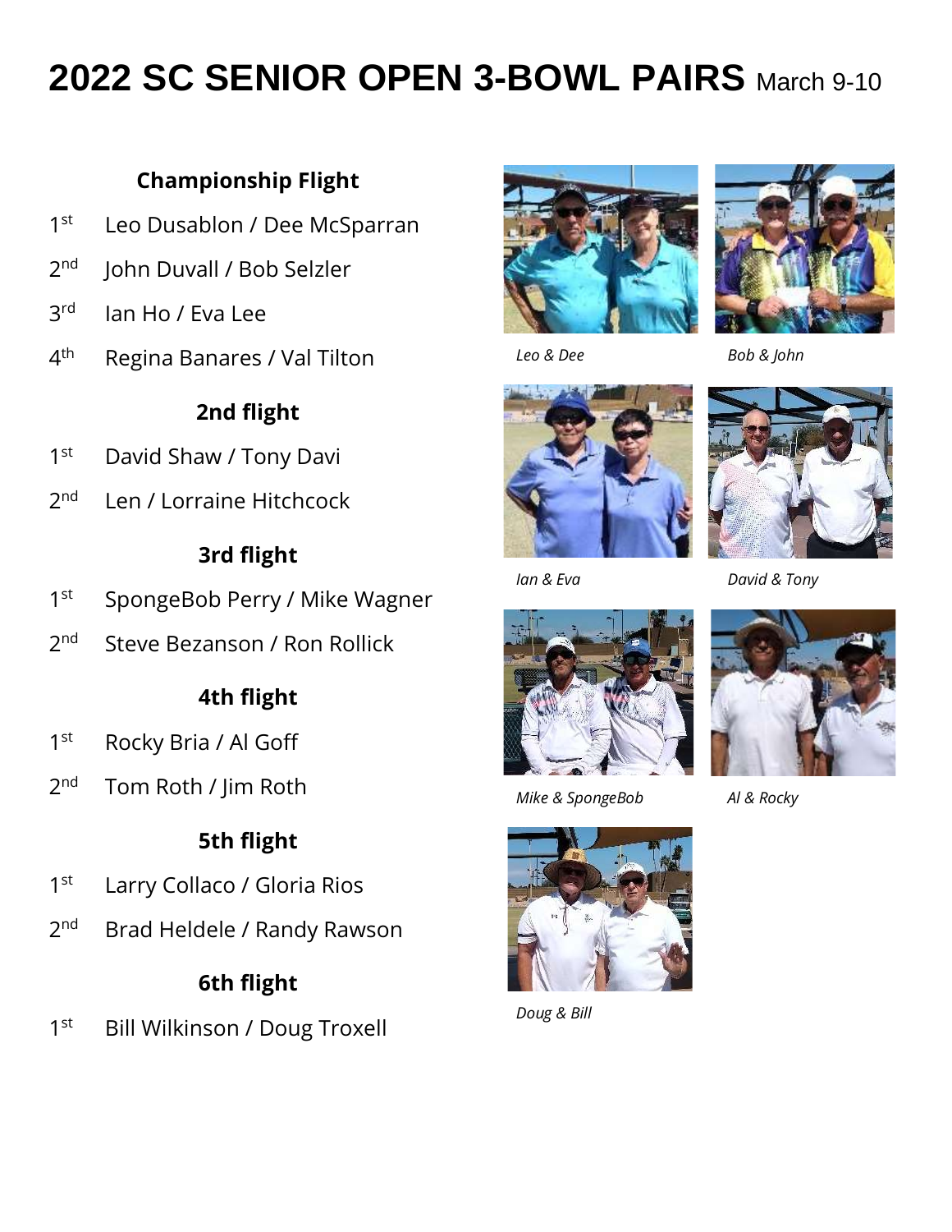# 2022 SC SENIOR OPEN 3-BOWL PAIRS March 9-10

### Championship Flight

- 1st Leo Dusablon / Dee McSparran
- 2nd John Duvall / Bob Selzler
- 3rd Ian Ho / Eva Lee
- 4th Regina Banares / Val Tilton

### 2nd flight

- 1st David Shaw / Tony Davi
- 2nd Len / Lorraine Hitchcock

### 3rd flight

- 1st SpongeBob Perry / Mike Wagner
- 2nd Steve Bezanson / Ron Rollick

### 4th flight

- 1st Rocky Bria / Al Goff
- 2nd Tom Roth / Jim Roth

### 5th flight

- 1st Larry Collaco / Gloria Rios
- 2nd Brad Heldele / Randy Rawson

### 6th flight

- 1st Bill Wilkinson / Doug Troxell

*Leo & Dee*

*Bob & John*

*Ian & Eva*

*David & Tony*

*Mike & SpongeBob*

*Al & Rocky*

*Doug & Bill*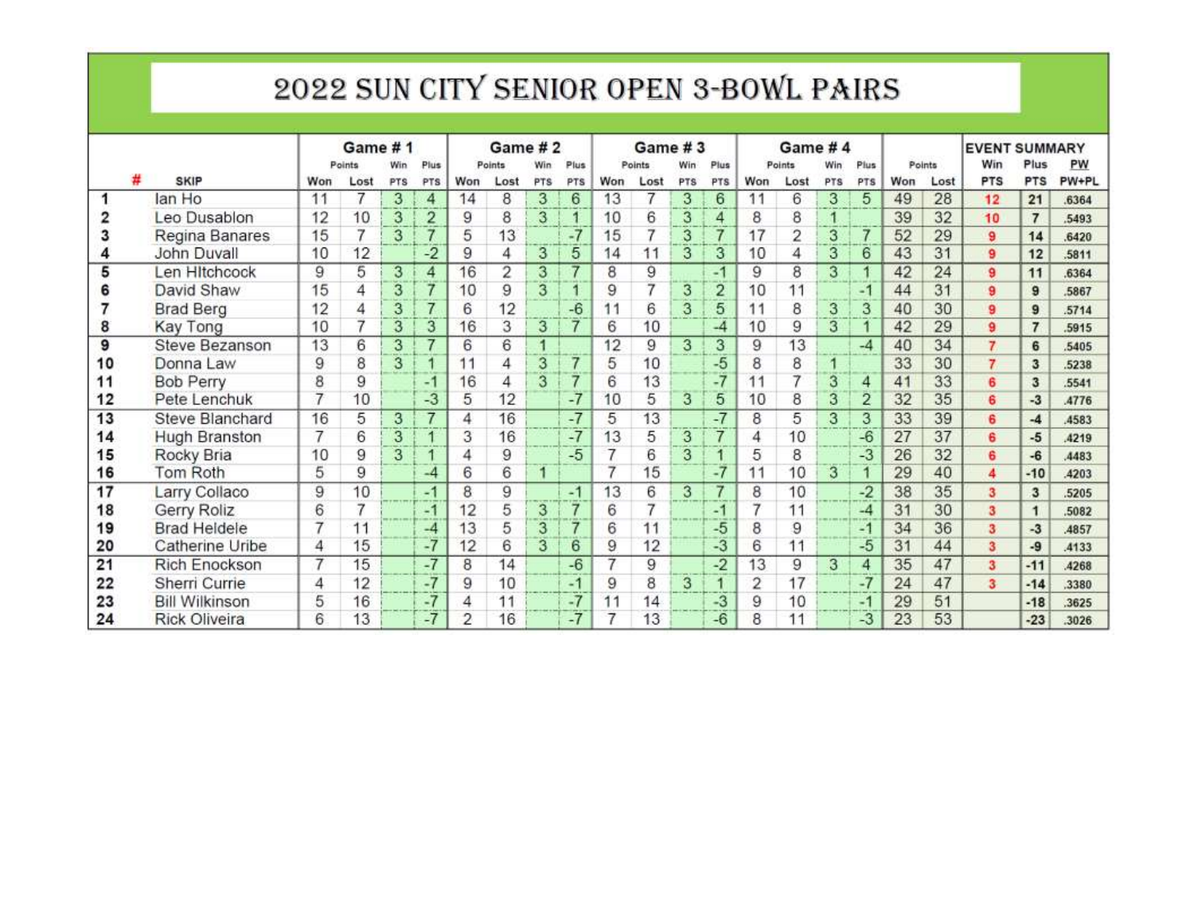# 2022 SUN CITY SENIOR OPEN 3-BOWL PAIRS

| # | SKIP | Game # 1 | | | | Game # 2 | | | | Game # 3 | | | | Game # 4 | | | | | | EVENT SUMMARY | | |
|---|---|---|---|---|---|---|---|---|---|---|---|---|---|---|---|---|---|---|---|---|---|---|
| | | Points | | Win | Plus | Points | | Win | Plus | Points | | Win | Plus | Points | | Win | Plus | Points | | Win | Plus | PW |
| | | Won | Lost | PTS | PTS | Won | Lost | PTS | PTS | Won | Lost | PTS | PTS | Won | Lost | PTS | PTS | Won | Lost | PTS | PTS | PW+PL |
| 1 | Ian Ho | 11 | 7 | 3 | 4 | 14 | 8 | 3 | 6 | 13 | 7 | 3 | 6 | 11 | 6 | 3 | 5 | 49 | 28 | 12 | 21 | .6364 |
| 2 | Leo Dusablon | 12 | 10 | 3 | 2 | 9 | 8 | 3 | 1 | 10 | 6 | 3 | 4 | 8 | 8 | 1 | | 39 | 32 | 10 | 7 | .5493 |
| 3 | Regina Banares | 15 | 7 | 3 | 7 | 5 | 13 | | -7 | 15 | 7 | 3 | 7 | 17 | 2 | 3 | 7 | 52 | 29 | 9 | 14 | .6420 |
| 4 | John Duvall | 10 | 12 | | -2 | 9 | 4 | 3 | 5 | 14 | 11 | 3 | 3 | 10 | 4 | 3 | 6 | 43 | 31 | 9 | 12 | .5811 |
| 5 | Len HItchcock | 9 | 5 | 3 | 4 | 16 | 2 | 3 | 7 | 8 | 9 | | -1 | 9 | 8 | 3 | 1 | 42 | 24 | 9 | 11 | .6364 |
| 6 | David Shaw | 15 | 4 | 3 | 7 | 10 | 9 | 3 | 1 | 9 | 7 | 3 | 2 | 10 | 11 | | -1 | 44 | 31 | 9 | 9 | .5867 |
| 7 | Brad Berg | 12 | 4 | 3 | 7 | 6 | 12 | | -6 | 11 | 6 | 3 | 5 | 11 | 8 | 3 | 3 | 40 | 30 | 9 | 9 | .5714 |
| 8 | Kay Tong | 10 | 7 | 3 | 3 | 16 | 3 | 3 | 7 | 6 | 10 | | -4 | 10 | 9 | 3 | 1 | 42 | 29 | 9 | 7 | .5915 |
| 9 | Steve Bezanson | 13 | 6 | 3 | 7 | 6 | 6 | 1 | | 12 | 9 | 3 | 3 | 9 | 13 | | -4 | 40 | 34 | 7 | 6 | .5405 |
| 10 | Donna Law | 9 | 8 | 3 | 1 | 11 | 4 | 3 | 7 | 5 | 10 | | -5 | 8 | 8 | 1 | | 33 | 30 | 7 | 3 | .5238 |
| 11 | Bob Perry | 8 | 9 | | -1 | 16 | 4 | 3 | 7 | 6 | 13 | | -7 | 11 | 7 | 3 | 4 | 41 | 33 | 6 | 3 | .5541 |
| 12 | Pete Lenchuk | 7 | 10 | | -3 | 5 | 12 | | -7 | 10 | 5 | 3 | 5 | 10 | 8 | 3 | 2 | 32 | 35 | 6 | -3 | .4776 |
| 13 | Steve Blanchard | 16 | 5 | 3 | 7 | 4 | 16 | | -7 | 5 | 13 | | -7 | 8 | 5 | 3 | 3 | 33 | 39 | 6 | -4 | .4583 |
| 14 | Hugh Branston | 7 | 6 | 3 | 1 | 3 | 16 | | -7 | 13 | 5 | 3 | 7 | 4 | 10 | | -6 | 27 | 37 | 6 | -5 | .4219 |
| 15 | Rocky Bria | 10 | 9 | 3 | 1 | 4 | 9 | | -5 | 7 | 6 | 3 | 1 | 5 | 8 | | -3 | 26 | 32 | 6 | -6 | .4483 |
| 16 | Tom Roth | 5 | 9 | | -4 | 6 | 6 | 1 | | 7 | 15 | | -7 | 11 | 10 | 3 | 1 | 29 | 40 | 4 | -10 | .4203 |
| 17 | Larry Collaco | 9 | 10 | | -1 | 8 | 9 | | -1 | 13 | 6 | 3 | 7 | 8 | 10 | | -2 | 38 | 35 | 3 | 3 | .5205 |
| 18 | Gerry Roliz | 6 | 7 | | -1 | 12 | 5 | 3 | 7 | 6 | 7 | | -1 | 7 | 11 | | -4 | 31 | 30 | 3 | 1 | .5082 |
| 19 | Brad Heldele | 7 | 11 | | -4 | 13 | 5 | 3 | 7 | 6 | 11 | | -5 | 8 | 9 | | -1 | 34 | 36 | 3 | -3 | .4857 |
| 20 | Catherine Uribe | 4 | 15 | | -7 | 12 | 6 | 3 | 6 | 9 | 12 | | -3 | 6 | 11 | | -5 | 31 | 44 | 3 | -9 | .4133 |
| 21 | Rich Enockson | 7 | 15 | | -7 | 8 | 14 | | -6 | 7 | 9 | | -2 | 13 | 9 | 3 | 4 | 35 | 47 | 3 | -11 | .4268 |
| 22 | Sherri Currie | 4 | 12 | | -7 | 9 | 10 | | -1 | 9 | 8 | 3 | 1 | 2 | 17 | | -7 | 24 | 47 | 3 | -14 | .3380 |
| 23 | Bill Wilkinson | 5 | 16 | | -7 | 4 | 11 | | -7 | 11 | 14 | | -3 | 9 | 10 | | -1 | 29 | 51 | | -18 | .3625 |
| 24 | Rick Oliveira | 6 | 13 | | -7 | 2 | 16 | | -7 | 7 | 13 | | -6 | 8 | 11 | | -3 | 23 | 53 | | -23 | .3026 |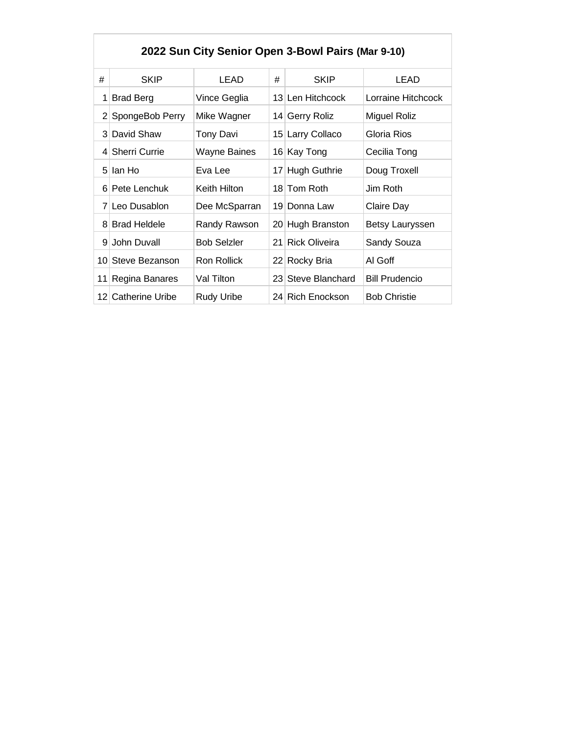## 2022 Sun City Senior Open 3-Bowl Pairs (Mar 9-10)

| # | SKIP | LEAD | # | SKIP | LEAD |
|---|---|---|---|---|---|
| 1 | Brad Berg | Vince Geglia | 13 | Len Hitchcock | Lorraine Hitchcock |
| 2 | SpongeBob Perry | Mike Wagner | 14 | Gerry Roliz | Miguel Roliz |
| 3 | David Shaw | Tony Davi | 15 | Larry Collaco | Gloria Rios |
| 4 | Sherri Currie | Wayne Baines | 16 | Kay Tong | Cecilia Tong |
| 5 | Ian Ho | Eva Lee | 17 | Hugh Guthrie | Doug Troxell |
| 6 | Pete Lenchuk | Keith Hilton | 18 | Tom Roth | Jim Roth |
| 7 | Leo Dusablon | Dee McSparran | 19 | Donna Law | Claire Day |
| 8 | Brad Heldele | Randy Rawson | 20 | Hugh Branston | Betsy Lauryssen |
| 9 | John Duvall | Bob Selzler | 21 | Rick Oliveira | Sandy Souza |
| 10 | Steve Bezanson | Ron Rollick | 22 | Rocky Bria | Al Goff |
| 11 | Regina Banares | Val Tilton | 23 | Steve Blanchard | Bill Prudencio |
| 12 | Catherine Uribe | Rudy Uribe | 24 | Rich Enockson | Bob Christie |